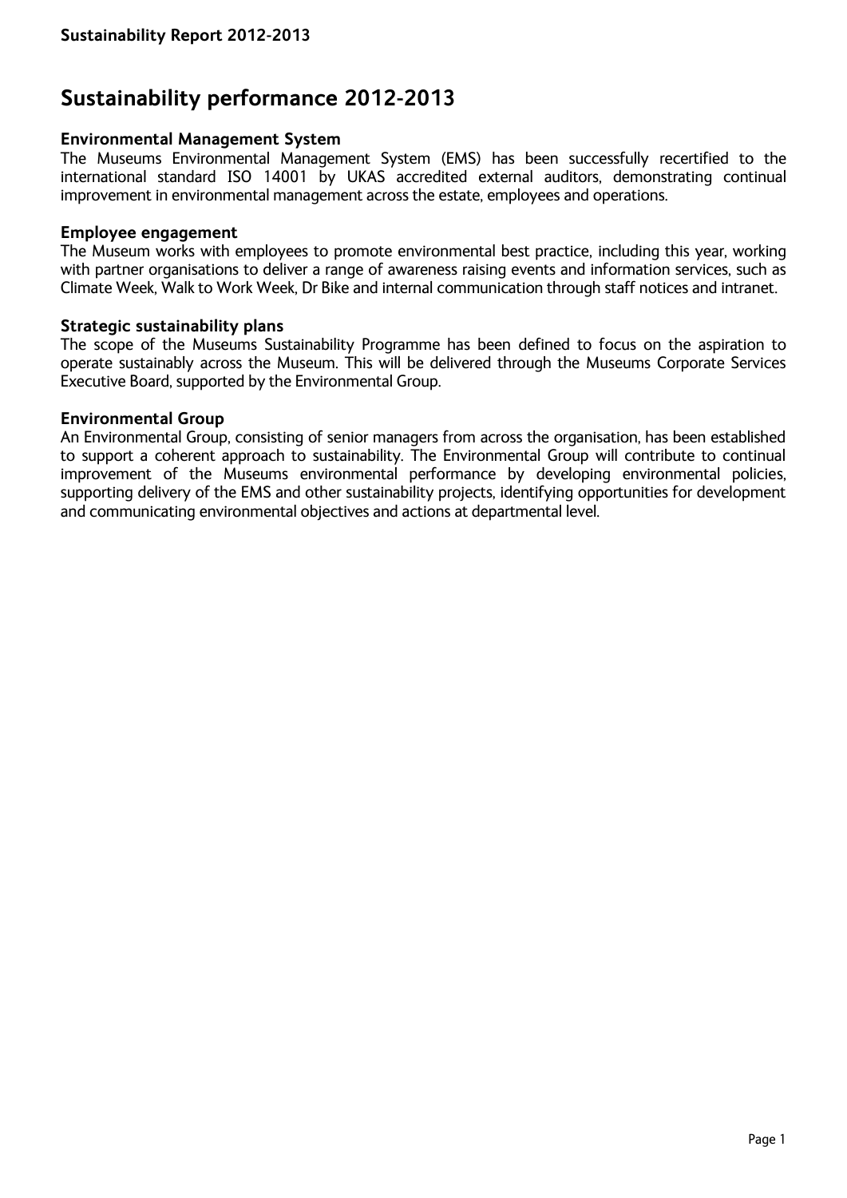# Sustainability performance 2012-2013

### Environmental Management System

The Museums Environmental Management System (EMS) has been successfully recertified to the international standard ISO 14001 by UKAS accredited external auditors, demonstrating continual improvement in environmental management across the estate, employees and operations.

### Employee engagement

The Museum works with employees to promote environmental best practice, including this year, working with partner organisations to deliver a range of awareness raising events and information services, such as Climate Week, Walk to Work Week, Dr Bike and internal communication through staff notices and intranet.

### Strategic sustainability plans

The scope of the Museums Sustainability Programme has been defined to focus on the aspiration to operate sustainably across the Museum. This will be delivered through the Museums Corporate Services Executive Board, supported by the Environmental Group.

### Environmental Group

An Environmental Group, consisting of senior managers from across the organisation, has been established to support a coherent approach to sustainability. The Environmental Group will contribute to continual improvement of the Museums environmental performance by developing environmental policies, supporting delivery of the EMS and other sustainability projects, identifying opportunities for development and communicating environmental objectives and actions at departmental level.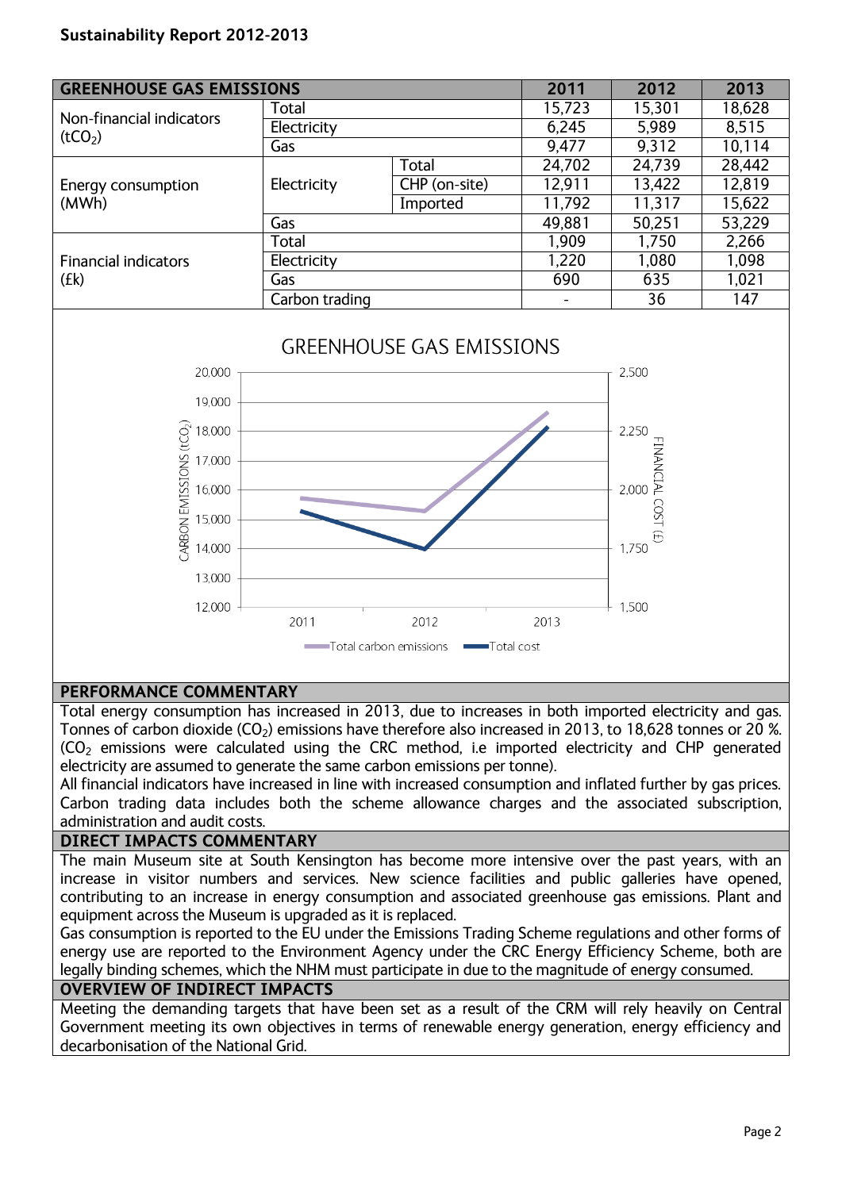**Sustainability Report 2012-2013**

| GREENHOUSE GAS EMISSIONS | | | 2011 | 2012 | 2013 |
|---|---|---|---|---|---|
| Non-financial indicators ($tCO_2$) | Total | | 15,723 | 15,301 | 18,628 |
| | Electricity | | 6,245 | 5,989 | 8,515 |
| | Gas | | 9,477 | 9,312 | 10,114 |
| Energy consumption (MWh) | Electricity | Total | 24,702 | 24,739 | 28,442 |
| | | CHP (on-site) | 12,911 | 13,422 | 12,819 |
| | | Imported | 11,792 | 11,317 | 15,622 |
| | Gas | | 49,881 | 50,251 | 53,229 |
| Financial indicators (£k) | Total | | 1,909 | 1,750 | 2,266 |
| | Electricity | | 1,220 | 1,080 | 1,098 |
| | Gas | | 690 | 635 | 1,021 |
| | Carbon trading | | - | 36 | 147 |

GREENHOUSE GAS EMISSIONS

## PERFORMANCE COMMENTARY

Total energy consumption has increased in 2013, due to increases in both imported electricity and gas. Tonnes of carbon dioxide ($CO_2$) emissions have therefore also increased in 2013, to 18,628 tonnes or 20 %. ($CO_2$ emissions were calculated using the CRC method, i.e imported electricity and CHP generated electricity are assumed to generate the same carbon emissions per tonne).

All financial indicators have increased in line with increased consumption and inflated further by gas prices. Carbon trading data includes both the scheme allowance charges and the associated subscription, administration and audit costs.

## DIRECT IMPACTS COMMENTARY

The main Museum site at South Kensington has become more intensive over the past years, with an increase in visitor numbers and services. New science facilities and public galleries have opened, contributing to an increase in energy consumption and associated greenhouse gas emissions. Plant and equipment across the Museum is upgraded as it is replaced.

Gas consumption is reported to the EU under the Emissions Trading Scheme regulations and other forms of energy use are reported to the Environment Agency under the CRC Energy Efficiency Scheme, both are legally binding schemes, which the NHM must participate in due to the magnitude of energy consumed.

## OVERVIEW OF INDIRECT IMPACTS

Meeting the demanding targets that have been set as a result of the CRM will rely heavily on Central Government meeting its own objectives in terms of renewable energy generation, energy efficiency and decarbonisation of the National Grid.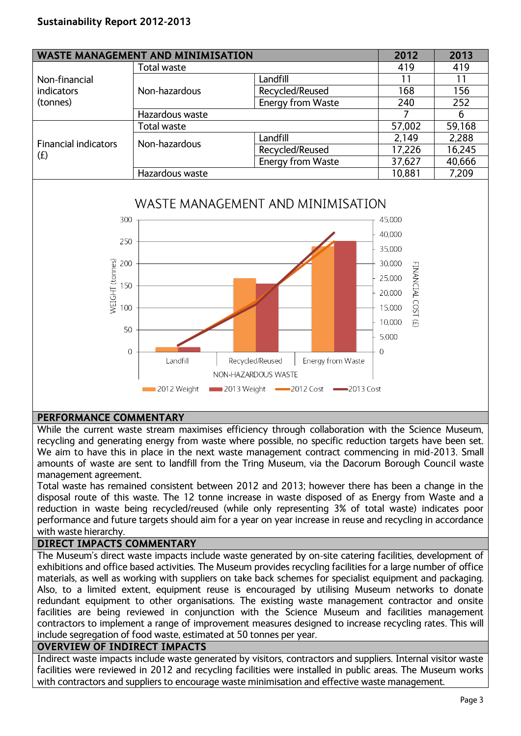**Sustainability Report 2012-2013**

| WASTE MANAGEMENT AND MINIMISATION | | | 2012 | 2013 |
|---|---|---|---|---|
| Non-financial indicators (tonnes) | Total waste | | 419 | 419 |
| | Non-hazardous | Landfill | 11 | 11 |
| | | Recycled/Reused | 168 | 156 |
| | | Energy from Waste | 240 | 252 |
| | Hazardous waste | | 7 | 6 |
| Financial indicators (£) | Total waste | | 57,002 | 59,168 |
| | Non-hazardous | Landfill | 2,149 | 2,288 |
| | | Recycled/Reused | 17,226 | 16,245 |
| | | Energy from Waste | 37,627 | 40,666 |
| | Hazardous waste | | 10,881 | 7,209 |

WASTE MANAGEMENT AND MINIMISATION

WEIGHT (tonnes) | FINANCIAL COST (£)

Landfill | Recycled/Reused | Energy from Waste

NON-HAZARDOUS WASTE

2012 Weight | 2013 Weight | 2012 Cost | 2013 Cost

## PERFORMANCE COMMENTARY

While the current waste stream maximises efficiency through collaboration with the Science Museum, recycling and generating energy from waste where possible, no specific reduction targets have been set. We aim to have this in place in the next waste management contract commencing in mid-2013. Small amounts of waste are sent to landfill from the Tring Museum, via the Dacorum Borough Council waste management agreement.

Total waste has remained consistent between 2012 and 2013; however there has been a change in the disposal route of this waste. The 12 tonne increase in waste disposed of as Energy from Waste and a reduction in waste being recycled/reused (while only representing 3% of total waste) indicates poor performance and future targets should aim for a year on year increase in reuse and recycling in accordance with waste hierarchy.

## DIRECT IMPACTS COMMENTARY

The Museum's direct waste impacts include waste generated by on-site catering facilities, development of exhibitions and office based activities. The Museum provides recycling facilities for a large number of office materials, as well as working with suppliers on take back schemes for specialist equipment and packaging. Also, to a limited extent, equipment reuse is encouraged by utilising Museum networks to donate redundant equipment to other organisations. The existing waste management contractor and onsite facilities are being reviewed in conjunction with the Science Museum and facilities management contractors to implement a range of improvement measures designed to increase recycling rates. This will include segregation of food waste, estimated at 50 tonnes per year.

## OVERVIEW OF INDIRECT IMPACTS

Indirect waste impacts include waste generated by visitors, contractors and suppliers. Internal visitor waste facilities were reviewed in 2012 and recycling facilities were installed in public areas. The Museum works with contractors and suppliers to encourage waste minimisation and effective waste management.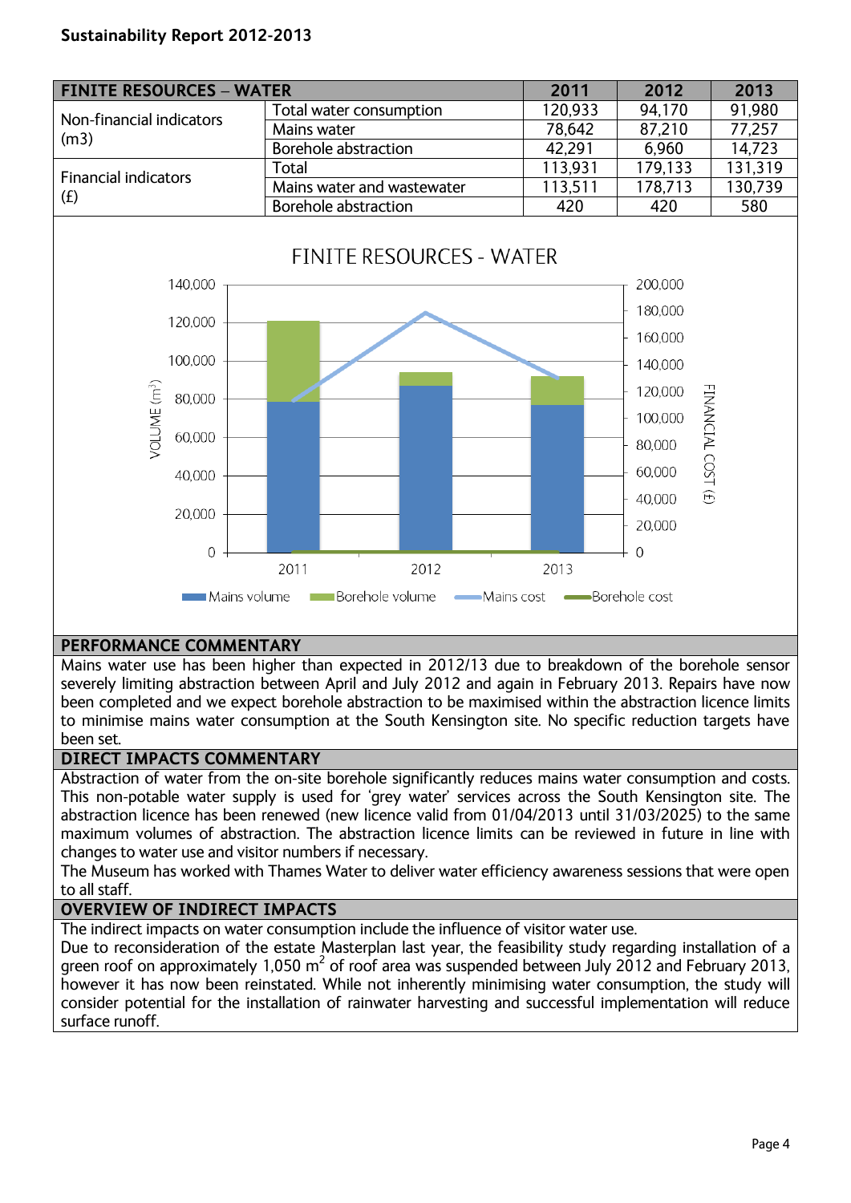## Sustainability Report 2012-2013

| FINITE RESOURCES – WATER | | 2011 | 2012 | 2013 |
|---|---|---|---|---|
| Non-financial indicators (m3) | Total water consumption | 120,933 | 94,170 | 91,980 |
| | Mains water | 78,642 | 87,210 | 77,257 |
| | Borehole abstraction | 42,291 | 6,960 | 14,723 |
| Financial indicators (£) | Total | 113,931 | 179,133 | 131,319 |
| | Mains water and wastewater | 113,511 | 178,713 | 130,739 |
| | Borehole abstraction | 420 | 420 | 580 |

### PERFORMANCE COMMENTARY

Mains water use has been higher than expected in 2012/13 due to breakdown of the borehole sensor severely limiting abstraction between April and July 2012 and again in February 2013. Repairs have now been completed and we expect borehole abstraction to be maximised within the abstraction licence limits to minimise mains water consumption at the South Kensington site. No specific reduction targets have been set.

### DIRECT IMPACTS COMMENTARY

Abstraction of water from the on-site borehole significantly reduces mains water consumption and costs. This non-potable water supply is used for 'grey water' services across the South Kensington site. The abstraction licence has been renewed (new licence valid from 01/04/2013 until 31/03/2025) to the same maximum volumes of abstraction. The abstraction licence limits can be reviewed in future in line with changes to water use and visitor numbers if necessary.

The Museum has worked with Thames Water to deliver water efficiency awareness sessions that were open to all staff.

### OVERVIEW OF INDIRECT IMPACTS

The indirect impacts on water consumption include the influence of visitor water use.

Due to reconsideration of the estate Masterplan last year, the feasibility study regarding installation of a green roof on approximately 1,050 m$^2$ of roof area was suspended between July 2012 and February 2013, however it has now been reinstated. While not inherently minimising water consumption, the study will consider potential for the installation of rainwater harvesting and successful implementation will reduce surface runoff.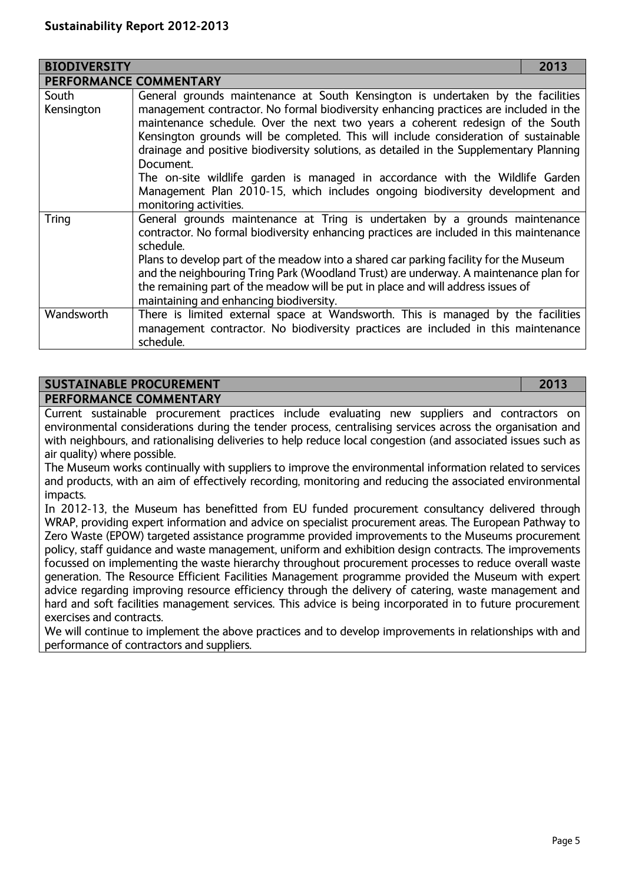**Sustainability Report 2012-2013**

| BIODIVERSITY | | 2013 |
|---|---|---|
| **PERFORMANCE COMMENTARY** | | |
| South Kensington | General grounds maintenance at South Kensington is undertaken by the facilities management contractor. No formal biodiversity enhancing practices are included in the maintenance schedule. Over the next two years a coherent redesign of the South Kensington grounds will be completed. This will include consideration of sustainable drainage and positive biodiversity solutions, as detailed in the Supplementary Planning Document.<br>The on-site wildlife garden is managed in accordance with the Wildlife Garden Management Plan 2010-15, which includes ongoing biodiversity development and monitoring activities. | |
| Tring | General grounds maintenance at Tring is undertaken by a grounds maintenance contractor. No formal biodiversity enhancing practices are included in this maintenance schedule.<br>Plans to develop part of the meadow into a shared car parking facility for the Museum and the neighbouring Tring Park (Woodland Trust) are underway. A maintenance plan for the remaining part of the meadow will be put in place and will address issues of maintaining and enhancing biodiversity. | |
| Wandsworth | There is limited external space at Wandsworth. This is managed by the facilities management contractor. No biodiversity practices are included in this maintenance schedule. | |

| SUSTAINABLE PROCUREMENT | 2013 |
|---|---|
| **PERFORMANCE COMMENTARY** | |
| Current sustainable procurement practices include evaluating new suppliers and contractors on environmental considerations during the tender process, centralising services across the organisation and with neighbours, and rationalising deliveries to help reduce local congestion (and associated issues such as air quality) where possible.<br>The Museum works continually with suppliers to improve the environmental information related to services and products, with an aim of effectively recording, monitoring and reducing the associated environmental impacts.<br>In 2012-13, the Museum has benefitted from EU funded procurement consultancy delivered through WRAP, providing expert information and advice on specialist procurement areas. The European Pathway to Zero Waste (EPOW) targeted assistance programme provided improvements to the Museums procurement policy, staff guidance and waste management, uniform and exhibition design contracts. The improvements focussed on implementing the waste hierarchy throughout procurement processes to reduce overall waste generation. The Resource Efficient Facilities Management programme provided the Museum with expert advice regarding improving resource efficiency through the delivery of catering, waste management and hard and soft facilities management services. This advice is being incorporated in to future procurement exercises and contracts.<br>We will continue to implement the above practices and to develop improvements in relationships with and performance of contractors and suppliers. | |